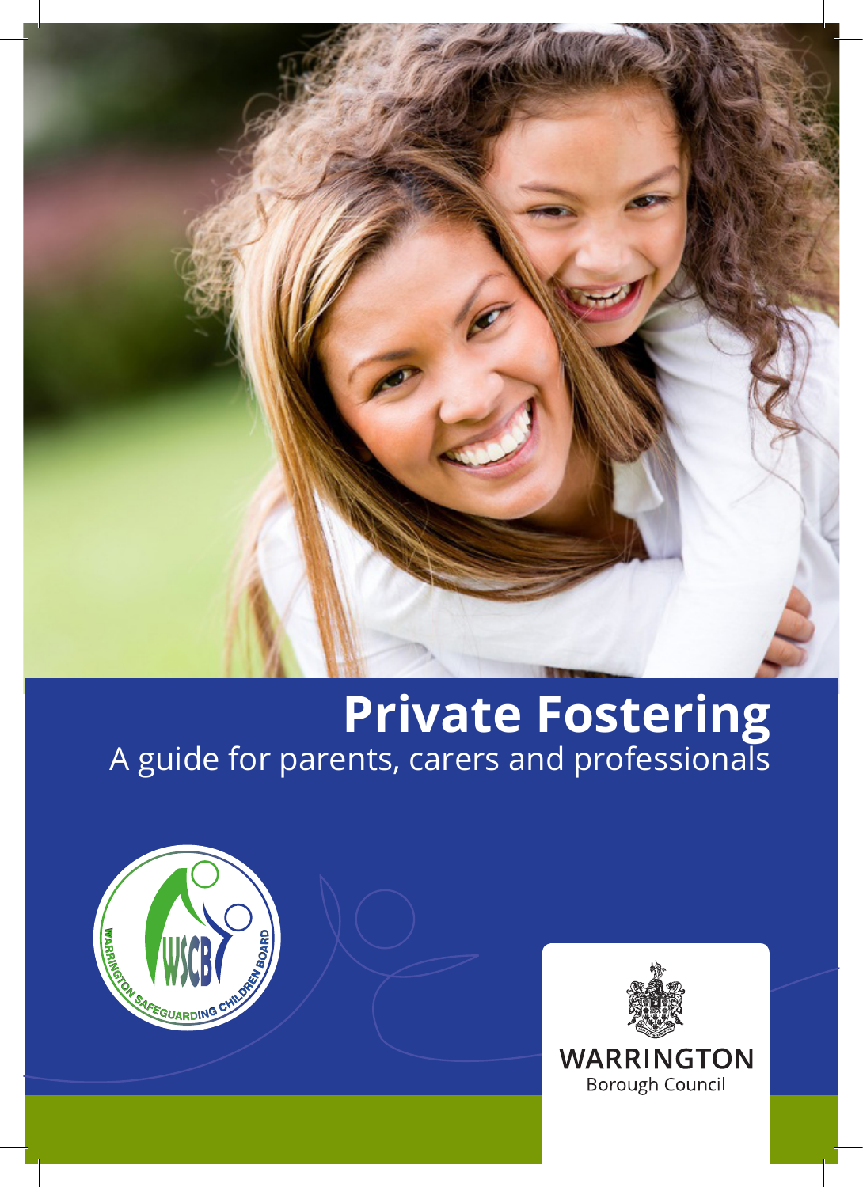# Private Fostering

A guide for parents, carers and professionals

WARRINGTON SAFEGUARDING CHILDREN BOARD

WSCB

WARRINGTON
Borough Council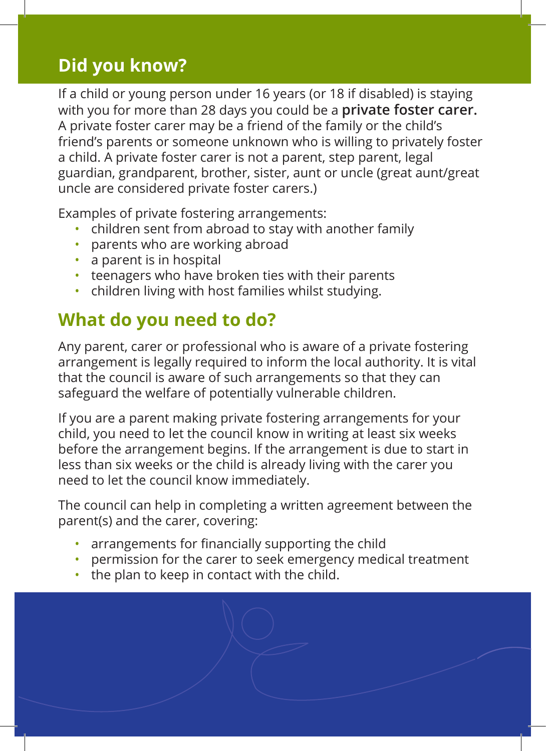## Did you know?

If a child or young person under 16 years (or 18 if disabled) is staying with you for more than 28 days you could be a **private foster carer.** A private foster carer may be a friend of the family or the child's friend's parents or someone unknown who is willing to privately foster a child. A private foster carer is not a parent, step parent, legal guardian, grandparent, brother, sister, aunt or uncle (great aunt/great uncle are considered private foster carers.)

Examples of private fostering arrangements:

- children sent from abroad to stay with another family
- parents who are working abroad
- a parent is in hospital
- teenagers who have broken ties with their parents
- children living with host families whilst studying.

## What do you need to do?

Any parent, carer or professional who is aware of a private fostering arrangement is legally required to inform the local authority. It is vital that the council is aware of such arrangements so that they can safeguard the welfare of potentially vulnerable children.

If you are a parent making private fostering arrangements for your child, you need to let the council know in writing at least six weeks before the arrangement begins. If the arrangement is due to start in less than six weeks or the child is already living with the carer you need to let the council know immediately.

The council can help in completing a written agreement between the parent(s) and the carer, covering:

- arrangements for financially supporting the child
- permission for the carer to seek emergency medical treatment
- the plan to keep in contact with the child.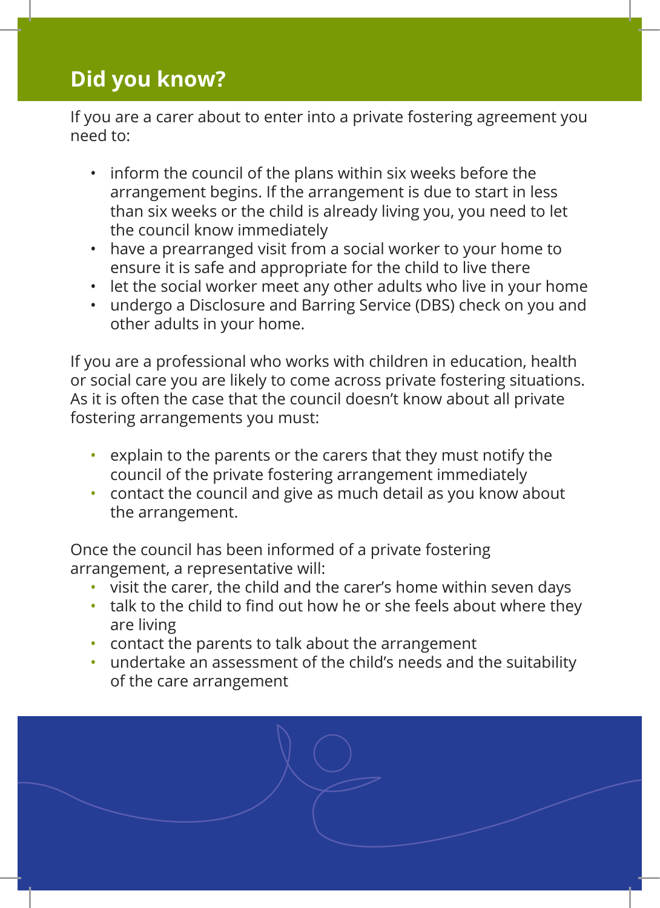## Did you know?

If you are a carer about to enter into a private fostering agreement you need to:

- inform the council of the plans within six weeks before the arrangement begins. If the arrangement is due to start in less than six weeks or the child is already living you, you need to let the council know immediately
- have a prearranged visit from a social worker to your home to ensure it is safe and appropriate for the child to live there
- let the social worker meet any other adults who live in your home
- undergo a Disclosure and Barring Service (DBS) check on you and other adults in your home.

If you are a professional who works with children in education, health or social care you are likely to come across private fostering situations. As it is often the case that the council doesn't know about all private fostering arrangements you must:

- explain to the parents or the carers that they must notify the council of the private fostering arrangement immediately
- contact the council and give as much detail as you know about the arrangement.

Once the council has been informed of a private fostering arrangement, a representative will:

- visit the carer, the child and the carer's home within seven days
- talk to the child to find out how he or she feels about where they are living
- contact the parents to talk about the arrangement
- undertake an assessment of the child's needs and the suitability of the care arrangement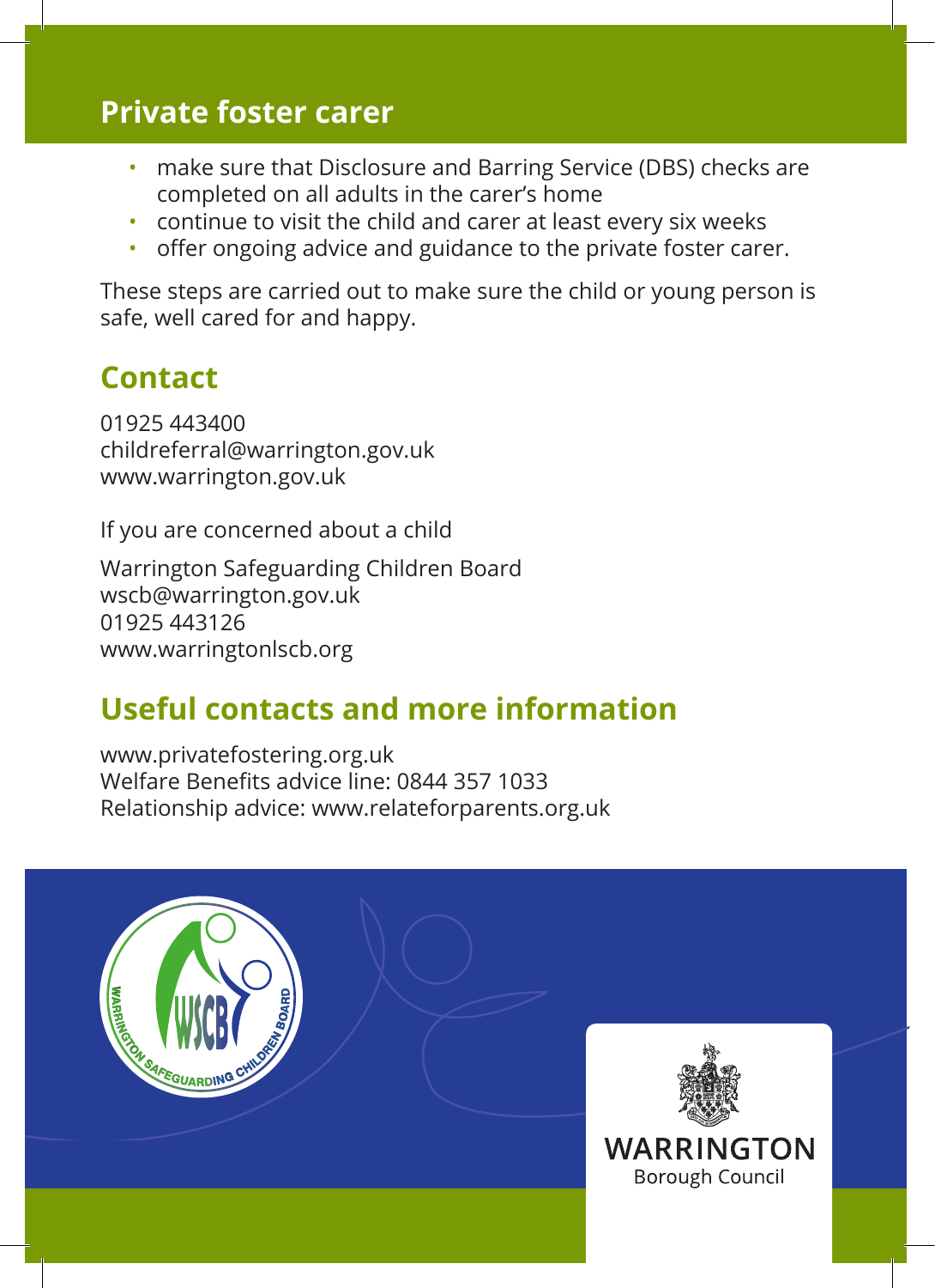## Private foster carer

- make sure that Disclosure and Barring Service (DBS) checks are completed on all adults in the carer's home
- continue to visit the child and carer at least every six weeks
- offer ongoing advice and guidance to the private foster carer.

These steps are carried out to make sure the child or young person is safe, well cared for and happy.

## Contact

01925 443400
childreferral@warrington.gov.uk
www.warrington.gov.uk

If you are concerned about a child

Warrington Safeguarding Children Board
wscb@warrington.gov.uk
01925 443126
www.warringtonlscb.org

## Useful contacts and more information

www.privatefostering.org.uk
Welfare Benefits advice line: 0844 357 1033
Relationship advice: www.relateforparents.org.uk

WARRINGTON SAFEGUARDING CHILDREN BOARD

WSCB

WARRINGTON
Borough Council